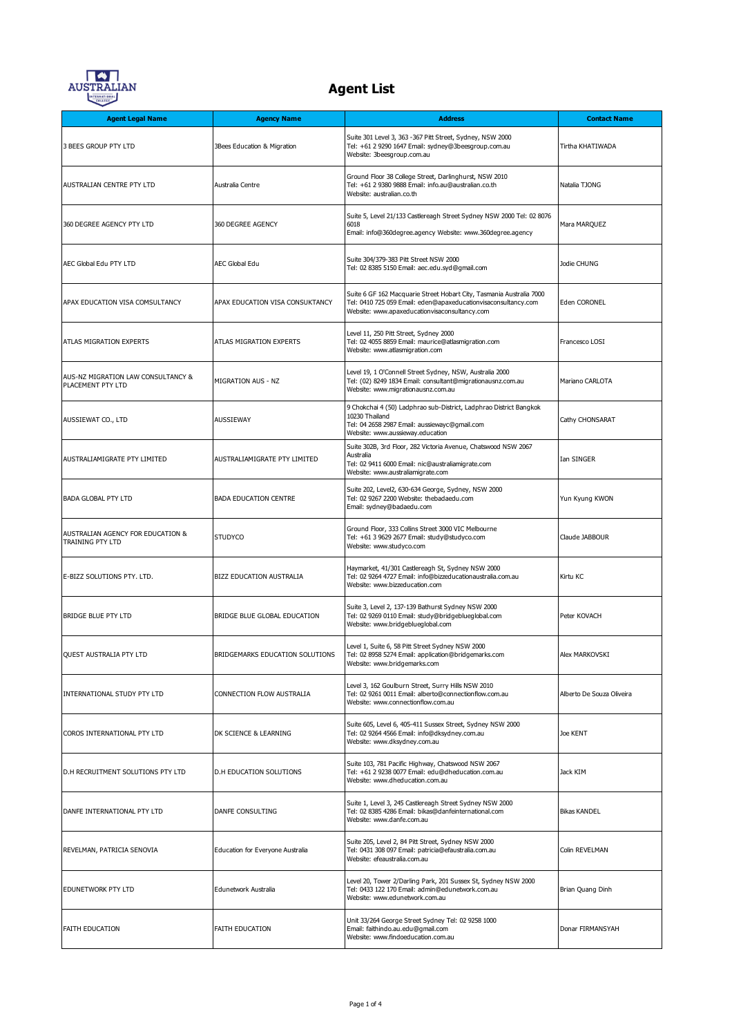# Agent List

| Agent Legal Name | Agency Name | Address | Contact Name |
|---|---|---|---|
| 3 BEES GROUP PTY LTD | 3Bees Education & Migration | Suite 301 Level 3, 363 -367 Pitt Street, Sydney, NSW 2000 Tel: +61 2 9290 1647 Email: sydney@3beesgroup.com.au Website: 3beesgroup.com.au | Tirtha KHATIWADA |
| AUSTRALIAN CENTRE PTY LTD | Australia Centre | Ground Floor 38 College Street, Darlinghurst, NSW 2010 Tel: +61 2 9380 9888 Email: info.au@australian.co.th Website: australian.co.th | Natalia TJONG |
| 360 DEGREE AGENCY PTY LTD | 360 DEGREE AGENCY | Suite 5, Level 21/133 Castlereagh Street Sydney NSW 2000 Tel: 02 8076 6018 Email: info@360degree.agency Website: www.360degree.agency | Mara MARQUEZ |
| AEC Global Edu PTY LTD | AEC Global Edu | Suite 304/379-383 Pitt Street NSW 2000 Tel: 02 8385 5150 Email: aec.edu.syd@gmail.com | Jodie CHUNG |
| APAX EDUCATION VISA COMSULTANCY | APAX EDUCATION VISA CONSUKTANCY | Suite 6 GF 162 Macquarie Street Hobart City, Tasmania Australia 7000 Tel: 0410 725 059 Email: eden@apaxeducationvisaconsultancy.com Website: www.apaxeducationvisaconsultancy.com | Eden CORONEL |
| ATLAS MIGRATION EXPERTS | ATLAS MIGRATION EXPERTS | Level 11, 250 Pitt Street, Sydney 2000 Tel: 02 4055 8859 Email: maurice@atlasmigration.com Website: www.atlasmigration.com | Francesco LOSI |
| AUS-NZ MIGRATION LAW CONSULTANCY & PLACEMENT PTY LTD | MIGRATION AUS - NZ | Level 19, 1 O'Connell Street Sydney, NSW, Australia 2000 Tel: (02) 8249 1834 Email: consultant@migrationausnz.com.au Website: www.migrationausnz.com.au | Mariano CARLOTA |
| AUSSIEWAT CO., LTD | AUSSIEWAY | 9 Chokchai 4 (50) Ladphrao sub-District, Ladphrao District Bangkok 10230 Thailand Tel: 04 2658 2987 Email: aussiewayc@gmail.com Website: www.aussieway.education | Cathy CHONSARAT |
| AUSTRALIAMIGRATE PTY LIMITED | AUSTRALIAMIGRATE PTY LIMITED | Suite 302B, 3rd Floor, 282 Victoria Avenue, Chatswood NSW 2067 Australia Tel: 02 9411 6000 Email: nic@australiamigrate.com Website: www.australiamigrate.com | Ian SINGER |
| BADA GLOBAL PTY LTD | BADA EDUCATION CENTRE | Suite 202, Level2, 630-634 George, Sydney, NSW 2000 Tel: 02 9267 2200 Website: thebadaedu.com Email: sydney@badaedu.com | Yun Kyung KWON |
| AUSTRALIAN AGENCY FOR EDUCATION & TRAINING PTY LTD | STUDYCO | Ground Floor, 333 Collins Street 3000 VIC Melbourne Tel: +61 3 9629 2677 Email: study@studyco.com Website: www.studyco.com | Claude JABBOUR |
| E-BIZZ SOLUTIONS PTY. LTD. | BIZZ EDUCATION AUSTRALIA | Haymarket, 41/301 Castlereagh St, Sydney NSW 2000 Tel: 02 9264 4727 Email: info@bizzeducationaustralia.com.au Website: www.bizzeducation.com | Kirtu KC |
| BRIDGE BLUE PTY LTD | BRIDGE BLUE GLOBAL EDUCATION | Suite 3, Level 2, 137-139 Bathurst Sydney NSW 2000 Tel: 02 9269 0110 Email: study@bridgeblueglobal.com Website: www.bridgeblueglobal.com | Peter KOVACH |
| QUEST AUSTRALIA PTY LTD | BRIDGEMARKS EDUCATION SOLUTIONS | Level 1, Suite 6, 58 Pitt Street Sydney NSW 2000 Tel: 02 8958 5274 Email: application@bridgemarks.com Website: www.bridgemarks.com | Alex MARKOVSKI |
| INTERNATIONAL STUDY PTY LTD | CONNECTION FLOW AUSTRALIA | Level 3, 162 Goulburn Street, Surry Hills NSW 2010 Tel: 02 9261 0011 Email: alberto@connectionflow.com.au Website: www.connectionflow.com.au | Alberto De Souza Oliveira |
| COROS INTERNATIONAL PTY LTD | DK SCIENCE & LEARNING | Suite 605, Level 6, 405-411 Sussex Street, Sydney NSW 2000 Tel: 02 9264 4566 Email: info@dksydney.com.au Website: www.dksydney.com.au | Joe KENT |
| D.H RECRUITMENT SOLUTIONS PTY LTD | D.H EDUCATION SOLUTIONS | Suite 103, 781 Pacific Highway, Chatswood NSW 2067 Tel: +61 2 9238 0077 Email: edu@dheducation.com.au Website: www.dheducation.com.au | Jack KIM |
| DANFE INTERNATIONAL PTY LTD | DANFE CONSULTING | Suite 1, Level 3, 245 Castlereagh Street Sydney NSW 2000 Tel: 02 8385 4286 Email: bikas@danfeinternational.com Website: www.danfe.com.au | Bikas KANDEL |
| REVELMAN, PATRICIA SENOVIA | Education for Everyone Australia | Suite 205, Level 2, 84 Pitt Street, Sydney NSW 2000 Tel: 0431 308 097 Email: patricia@efaustralia.com.au Website: efeaustralia.com.au | Colin REVELMAN |
| EDUNETWORK PTY LTD | Edunetwork Australia | Level 20, Tower 2/Darling Park, 201 Sussex St, Sydney NSW 2000 Tel: 0433 122 170 Email: admin@edunetwork.com.au Website: www.edunetwork.com.au | Brian Quang Dinh |
| FAITH EDUCATION | FAITH EDUCATION | Unit 33/264 George Street Sydney Tel: 02 9258 1000 Email: faithindo.au.edu@gmail.com Website: www.findoeducation.com.au | Donar FIRMANSYAH |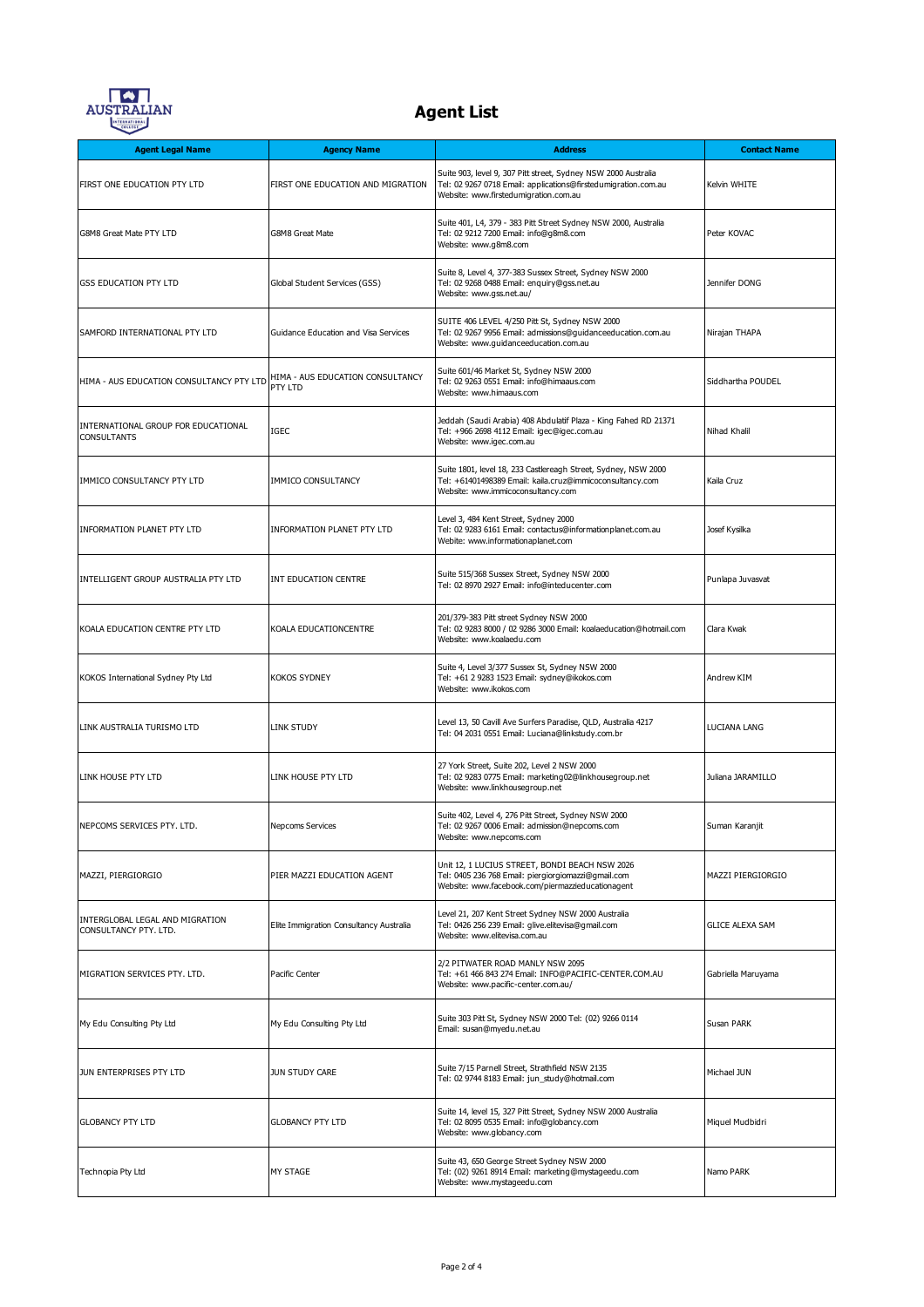# Agent List

| Agent Legal Name | Agency Name | Address | Contact Name |
|---|---|---|---|
| FIRST ONE EDUCATION PTY LTD | FIRST ONE EDUCATION AND MIGRATION | Suite 903, level 9, 307 Pitt street, Sydney NSW 2000 Australia Tel: 02 9267 0718 Email: applications@firstedumigration.com.au Website: www.firstedumigration.com.au | Kelvin WHITE |
| G8M8 Great Mate PTY LTD | G8M8 Great Mate | Suite 401, L4, 379 - 383 Pitt Street Sydney NSW 2000, Australia Tel: 02 9212 7200 Email: info@g8m8.com Website: www.g8m8.com | Peter KOVAC |
| GSS EDUCATION PTY LTD | Global Student Services (GSS) | Suite 8, Level 4, 377-383 Sussex Street, Sydney NSW 2000 Tel: 02 9268 0488 Email: enquiry@gss.net.au Website: www.gss.net.au/ | Jennifer DONG |
| SAMFORD INTERNATIONAL PTY LTD | Guidance Education and Visa Services | SUITE 406 LEVEL 4/250 Pitt St, Sydney NSW 2000 Tel: 02 9267 9956 Email: admissions@guidanceeducation.com.au Website: www.guidanceeducation.com.au | Nirajan THAPA |
| HIMA - AUS EDUCATION CONSULTANCY PTY LTD | HIMA - AUS EDUCATION CONSULTANCY PTY LTD | Suite 601/46 Market St, Sydney NSW 2000 Tel: 02 9263 0551 Email: info@himaaus.com Website: www.himaaus.com | Siddhartha POUDEL |
| INTERNATIONAL GROUP FOR EDUCATIONAL CONSULTANTS | IGEC | Jeddah (Saudi Arabia) 408 Abdulatif Plaza - King Fahed RD 21371 Tel: +966 2698 4112 Email: igec@igec.com.au Website: www.igec.com.au | Nihad Khalil |
| IMMICO CONSULTANCY PTY LTD | IMMICO CONSULTANCY | Suite 1801, level 18, 233 Castlereagh Street, Sydney, NSW 2000 Tel: +61401498389 Email: kaila.cruz@immicoconsultancy.com Website: www.immicoconsultancy.com | Kaila Cruz |
| INFORMATION PLANET PTY LTD | INFORMATION PLANET PTY LTD | Level 3, 484 Kent Street, Sydney 2000 Tel: 02 9283 6161 Email: contactus@informationplanet.com.au Webite: www.informationaplanet.com | Josef Kysilka |
| INTELLIGENT GROUP AUSTRALIA PTY LTD | INT EDUCATION CENTRE | Suite 515/368 Sussex Street, Sydney NSW 2000 Tel: 02 8970 2927 Email: info@inteducenter.com | Punlapa Juvasvat |
| KOALA EDUCATION CENTRE PTY LTD | KOALA EDUCATIONCENTRE | 201/379-383 Pitt street Sydney NSW 2000 Tel: 02 9283 8000 / 02 9286 3000 Email: koalaeducation@hotmail.com Website: www.koalaedu.com | Clara Kwak |
| KOKOS International Sydney Pty Ltd | KOKOS SYDNEY | Suite 4, Level 3/377 Sussex St, Sydney NSW 2000 Tel: +61 2 9283 1523 Email: sydney@ikokos.com Website: www.ikokos.com | Andrew KIM |
| LINK AUSTRALIA TURISMO LTD | LINK STUDY | Level 13, 50 Cavill Ave Surfers Paradise, QLD, Australia 4217 Tel: 04 2031 0551 Email: Luciana@linkstudy.com.br | LUCIANA LANG |
| LINK HOUSE PTY LTD | LINK HOUSE PTY LTD | 27 York Street, Suite 202, Level 2 NSW 2000 Tel: 02 9283 0775 Email: marketing02@linkhousegroup.net Website: www.linkhousegroup.net | Juliana JARAMILLO |
| NEPCOMS SERVICES PTY. LTD. | Nepcoms Services | Suite 402, Level 4, 276 Pitt Street, Sydney NSW 2000 Tel: 02 9267 0006 Email: admission@nepcoms.com Website: www.nepcoms.com | Suman Karanjit |
| MAZZI, PIERGIORGIO | PIER MAZZI EDUCATION AGENT | Unit 12, 1 LUCIUS STREET, BONDI BEACH NSW 2026 Tel: 0405 236 768 Email: piergiorgiomazzi@gmail.com Website: www.facebook.com/piermazzieducationagent | MAZZI PIERGIORGIO |
| INTERGLOBAL LEGAL AND MIGRATION CONSULTANCY PTY. LTD. | Elite Immigration Consultancy Australia | Level 21, 207 Kent Street Sydney NSW 2000 Australia Tel: 0426 256 239 Email: glive.elitevisa@gmail.com Website: www.elitevisa.com.au | GLICE ALEXA SAM |
| MIGRATION SERVICES PTY. LTD. | Pacific Center | 2/2 PITWATER ROAD MANLY NSW 2095 Tel: +61 466 843 274 Email: INFO@PACIFIC-CENTER.COM.AU Website: www.pacific-center.com.au/ | Gabriella Maruyama |
| My Edu Consulting Pty Ltd | My Edu Consulting Pty Ltd | Suite 303 Pitt St, Sydney NSW 2000 Tel: (02) 9266 0114 Email: susan@myedu.net.au | Susan PARK |
| JUN ENTERPRISES PTY LTD | JUN STUDY CARE | Suite 7/15 Parnell Street, Strathfield NSW 2135 Tel: 02 9744 8183 Email: jun_study@hotmail.com | Michael JUN |
| GLOBANCY PTY LTD | GLOBANCY PTY LTD | Suite 14, level 15, 327 Pitt Street, Sydney NSW 2000 Australia Tel: 02 8095 0535 Email: info@globancy.com Website: www.globancy.com | Miquel Mudbidri |
| Technopia Pty Ltd | MY STAGE | Suite 43, 650 George Street Sydney NSW 2000 Tel: (02) 9261 8914 Email: marketing@mystageedu.com Website: www.mystageedu.com | Namo PARK |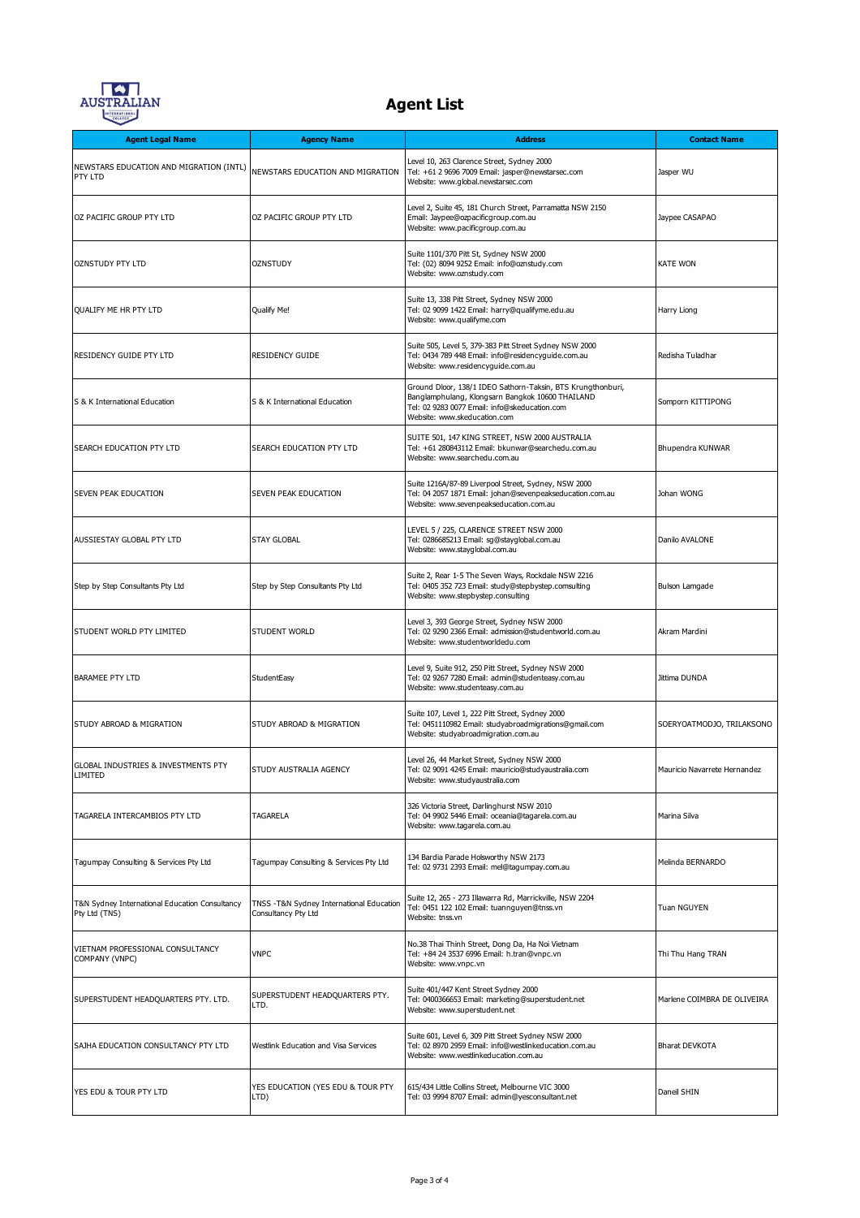# Agent List

| Agent Legal Name | Agency Name | Address | Contact Name |
|---|---|---|---|
| NEWSTARS EDUCATION AND MIGRATION (INTL) PTY LTD | NEWSTARS EDUCATION AND MIGRATION | Level 10, 263 Clarence Street, Sydney 2000<br>Tel: +61 2 9696 7009 Email: jasper@newstarsec.com<br>Website: www.global.newstarsec.com | Jasper WU |
| OZ PACIFIC GROUP PTY LTD | OZ PACIFIC GROUP PTY LTD | Level 2, Suite 45, 181 Church Street, Parramatta NSW 2150<br>Email: Jaypee@ozpacificgroup.com.au<br>Website: www.pacificgroup.com.au | Jaypee CASAPAO |
| OZNSTUDY PTY LTD | OZNSTUDY | Suite 1101/370 Pitt St, Sydney NSW 2000<br>Tel: (02) 8094 9252 Email: info@oznstudy.com<br>Website: www.oznstudy.com | KATE WON |
| QUALIFY ME HR PTY LTD | Qualify Me! | Suite 13, 338 Pitt Street, Sydney NSW 2000<br>Tel: 02 9099 1422 Email: harry@qualifyme.edu.au<br>Website: www.qualifyme.com | Harry Liong |
| RESIDENCY GUIDE PTY LTD | RESIDENCY GUIDE | Suite 505, Level 5, 379-383 Pitt Street Sydney NSW 2000<br>Tel: 0434 789 448 Email: info@residencyguide.com.au<br>Website: www.residencyguide.com.au | Redisha Tuladhar |
| S & K International Education | S & K International Education | Ground Dloor, 138/1 IDEO Sathorn-Taksin, BTS Krungthonburi, Banglamphulang, Klongsarn Bangkok 10600 THAILAND<br>Tel: 02 9283 0077 Email: info@skeducation.com<br>Website: www.skeducation.com | Somporn KITTIPONG |
| SEARCH EDUCATION PTY LTD | SEARCH EDUCATION PTY LTD | SUITE 501, 147 KING STREET, NSW 2000 AUSTRALIA<br>Tel: +61 280843112 Email: bkunwar@searchedu.com.au<br>Website: www.searchedu.com.au | Bhupendra KUNWAR |
| SEVEN PEAK EDUCATION | SEVEN PEAK EDUCATION | Suite 1216A/87-89 Liverpool Street, Sydney, NSW 2000<br>Tel: 04 2057 1871 Email: johan@sevenpeakseducation.com.au<br>Website: www.sevenpeakseducation.com.au | Johan WONG |
| AUSSIESTAY GLOBAL PTY LTD | STAY GLOBAL | LEVEL 5 / 225, CLARENCE STREET NSW 2000<br>Tel: 0286685213 Email: sg@stayglobal.com.au<br>Website: www.stayglobal.com.au | Danilo AVALONE |
| Step by Step Consultants Pty Ltd | Step by Step Consultants Pty Ltd | Suite 2, Rear 1-5 The Seven Ways, Rockdale NSW 2216<br>Tel: 0405 352 723 Email: study@stepbystep.comsulting<br>Website: www.stepbystep.consulting | Bulson Lamgade |
| STUDENT WORLD PTY LIMITED | STUDENT WORLD | Level 3, 393 George Street, Sydney NSW 2000<br>Tel: 02 9290 2366 Email: admission@studentworld.com.au<br>Website: www.studentworldedu.com | Akram Mardini |
| BARAMEE PTY LTD | StudentEasy | Level 9, Suite 912, 250 Pitt Street, Sydney NSW 2000<br>Tel: 02 9267 7280 Email: admin@studenteasy.com.au<br>Website: www.studenteasy.com.au | Jittima DUNDA |
| STUDY ABROAD & MIGRATION | STUDY ABROAD & MIGRATION | Suite 107, Level 1, 222 Pitt Street, Sydney 2000<br>Tel: 0451110982 Email: studyabroadmigrations@gmail.com<br>Website: studyabroadmigration.com.au | SOERYOATMODJO, TRILAKSONO |
| GLOBAL INDUSTRIES & INVESTMENTS PTY LIMITED | STUDY AUSTRALIA AGENCY | Level 26, 44 Market Street, Sydney NSW 2000<br>Tel: 02 9091 4245 Email: mauricio@studyaustralia.com<br>Website: www.studyaustralia.com | Mauricio Navarrete Hernandez |
| TAGARELA INTERCAMBIOS PTY LTD | TAGARELA | 326 Victoria Street, Darlinghurst NSW 2010<br>Tel: 04 9902 5446 Email: oceania@tagarela.com.au<br>Website: www.tagarela.com.au | Marina Silva |
| Tagumpay Consulting & Services Pty Ltd | Tagumpay Consulting & Services Pty Ltd | 134 Bardia Parade Holsworthy NSW 2173<br>Tel: 02 9731 2393 Email: mel@tagumpay.com.au | Melinda BERNARDO |
| T&N Sydney International Education Consultancy Pty Ltd (TNS) | TNSS -T&N Sydney International Education Consultancy Pty Ltd | Suite 12, 265 - 273 Illawarra Rd, Marrickville, NSW 2204<br>Tel: 0451 122 102 Email: tuannguyen@tnss.vn<br>Website: tnss.vn | Tuan NGUYEN |
| VIETNAM PROFESSIONAL CONSULTANCY COMPANY (VNPC) | VNPC | No.38 Thai Thinh Street, Dong Da, Ha Noi Vietnam<br>Tel: +84 24 3537 6996 Email: h.tran@vnpc.vn<br>Website: www.vnpc.vn | Thi Thu Hang TRAN |
| SUPERSTUDENT HEADQUARTERS PTY. LTD. | SUPERSTUDENT HEADQUARTERS PTY. LTD. | Suite 401/447 Kent Street Sydney 2000<br>Tel: 0400366653 Email: marketing@superstudent.net<br>Website: www.superstudent.net | Marlene COIMBRA DE OLIVEIRA |
| SAJHA EDUCATION CONSULTANCY PTY LTD | Westlink Education and Visa Services | Suite 601, Level 6, 309 Pitt Street Sydney NSW 2000<br>Tel: 02 8970 2959 Email: info@westlinkeducation.com.au<br>Website: www.westlinkeducation.com.au | Bharat DEVKOTA |
| YES EDU & TOUR PTY LTD | YES EDUCATION (YES EDU & TOUR PTY LTD) | 615/434 Little Collins Street, Melbourne VIC 3000<br>Tel: 03 9994 8707 Email: admin@yesconsultant.net | Daneil SHIN |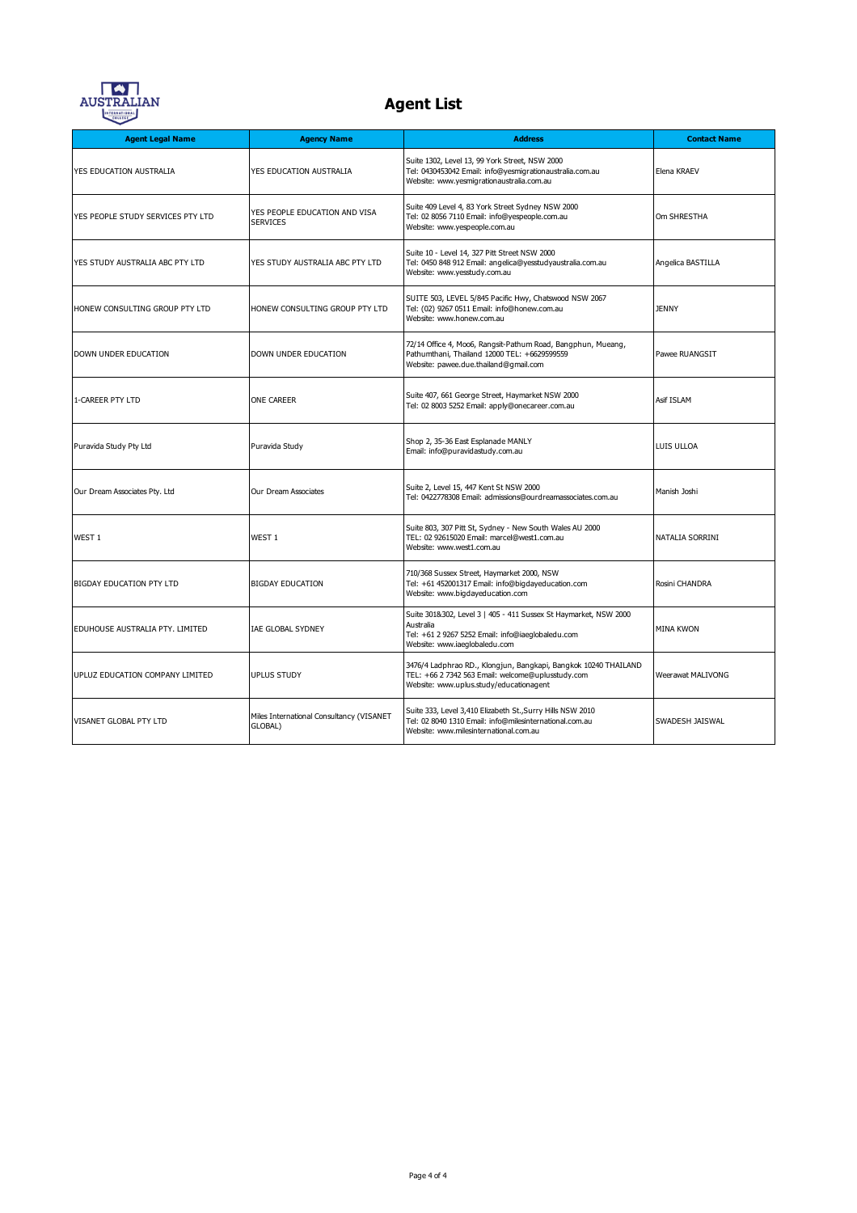# Agent List

| Agent Legal Name | Agency Name | Address | Contact Name |
|---|---|---|---|
| YES EDUCATION AUSTRALIA | YES EDUCATION AUSTRALIA | Suite 1302, Level 13, 99 York Street, NSW 2000<br>Tel: 0430453042 Email: info@yesmigrationaustralia.com.au<br>Website: www.yesmigrationaustralia.com.au | Elena KRAEV |
| YES PEOPLE STUDY SERVICES PTY LTD | YES PEOPLE EDUCATION AND VISA SERVICES | Suite 409 Level 4, 83 York Street Sydney NSW 2000<br>Tel: 02 8056 7110 Email: info@yespeople.com.au<br>Website: www.yespeople.com.au | Om SHRESTHA |
| YES STUDY AUSTRALIA ABC PTY LTD | YES STUDY AUSTRALIA ABC PTY LTD | Suite 10 - Level 14, 327 Pitt Street NSW 2000<br>Tel: 0450 848 912 Email: angelica@yesstudyaustralia.com.au<br>Website: www.yesstudy.com.au | Angelica BASTILLA |
| HONEW CONSULTING GROUP PTY LTD | HONEW CONSULTING GROUP PTY LTD | SUITE 503, LEVEL 5/845 Pacific Hwy, Chatswood NSW 2067<br>Tel: (02) 9267 0511 Email: info@honew.com.au<br>Website: www.honew.com.au | JENNY |
| DOWN UNDER EDUCATION | DOWN UNDER EDUCATION | 72/14 Office 4, Moo6, Rangsit-Pathum Road, Bangphun, Mueang, Pathumthani, Thailand 12000 TEL: +6629599559<br>Website: pawee.due.thailand@gmail.com | Pawee RUANGSIT |
| 1-CAREER PTY LTD | ONE CAREER | Suite 407, 661 George Street, Haymarket NSW 2000<br>Tel: 02 8003 5252 Email: apply@onecareer.com.au | Asif ISLAM |
| Puravida Study Pty Ltd | Puravida Study | Shop 2, 35-36 East Esplanade MANLY<br>Email: info@puravidastudy.com.au | LUIS ULLOA |
| Our Dream Associates Pty. Ltd | Our Dream Associates | Suite 2, Level 15, 447 Kent St NSW 2000<br>Tel: 0422778308 Email: admissions@ourdreamassociates.com.au | Manish Joshi |
| WEST 1 | WEST 1 | Suite 803, 307 Pitt St, Sydney - New South Wales AU 2000<br>TEL: 02 92615020 Email: marcel@west1.com.au<br>Website: www.west1.com.au | NATALIA SORRINI |
| BIGDAY EDUCATION PTY LTD | BIGDAY EDUCATION | 710/368 Sussex Street, Haymarket 2000, NSW<br>Tel: +61 452001317 Email: info@bigdayeducation.com<br>Website: www.bigdayeducation.com | Rosini CHANDRA |
| EDUHOUSE AUSTRALIA PTY. LIMITED | IAE GLOBAL SYDNEY | Suite 301&302, Level 3 \| 405 - 411 Sussex St Haymarket, NSW 2000 Australia<br>Tel: +61 2 9267 5252 Email: info@iaeglobaledu.com<br>Website: www.iaeglobaledu.com | MINA KWON |
| UPLUZ EDUCATION COMPANY LIMITED | UPLUS STUDY | 3476/4 Ladphrao RD., Klongjun, Bangkapi, Bangkok 10240 THAILAND<br>TEL: +66 2 7342 563 Email: welcome@uplusstudy.com<br>Website: www.uplus.study/educationagent | Weerawat MALIVONG |
| VISANET GLOBAL PTY LTD | Miles International Consultancy (VISANET GLOBAL) | Suite 333, Level 3,410 Elizabeth St.,Surry Hills NSW 2010<br>Tel: 02 8040 1310 Email: info@milesinternational.com.au<br>Website: www.milesinternational.com.au | SWADESH JAISWAL |